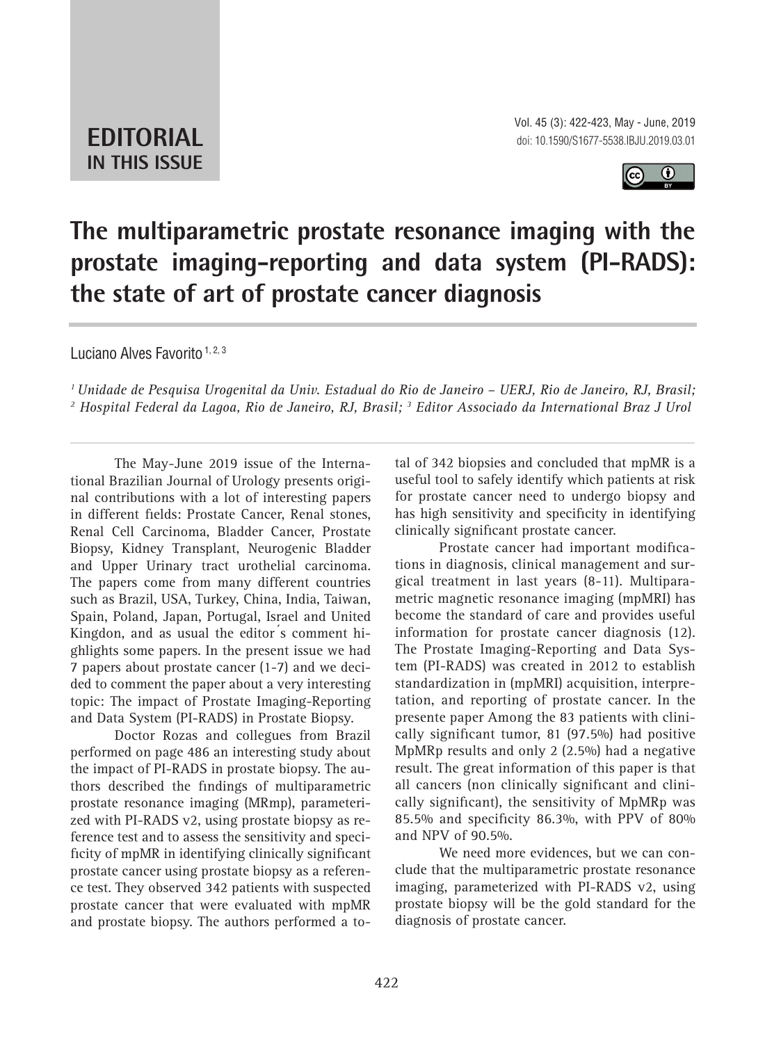**EDITORIAL**
**IN THIS ISSUE**

doi: 10.1590/S1677-5538.IBJU.2019.03.01

# The multiparametric prostate resonance imaging with the prostate imaging-reporting and data system (PI-RADS): the state of art of prostate cancer diagnosis

Luciano Alves Favorito [1, 2, 3]

*[1] Unidade de Pesquisa Urogenital da Univ. Estadual do Rio de Janeiro – UERJ, Rio de Janeiro, RJ, Brasil; [2] Hospital Federal da Lagoa, Rio de Janeiro, RJ, Brasil; [3] Editor Associado da International Braz J Urol*

The May-June 2019 issue of the International Brazilian Journal of Urology presents original contributions with a lot of interesting papers in different fields: Prostate Cancer, Renal stones, Renal Cell Carcinoma, Bladder Cancer, Prostate Biopsy, Kidney Transplant, Neurogenic Bladder and Upper Urinary tract urothelial carcinoma. The papers come from many different countries such as Brazil, USA, Turkey, China, India, Taiwan, Spain, Poland, Japan, Portugal, Israel and United Kingdon, and as usual the editor´s comment highlights some papers. In the present issue we had 7 papers about prostate cancer (1-7) and we decided to comment the paper about a very interesting topic: The impact of Prostate Imaging-Reporting and Data System (PI-RADS) in Prostate Biopsy.

Doctor Rozas and collegues from Brazil performed on page 486 an interesting study about the impact of PI-RADS in prostate biopsy. The authors described the findings of multiparametric prostate resonance imaging (MRmp), parameterized with PI-RADS v2, using prostate biopsy as reference test and to assess the sensitivity and specificity of mpMR in identifying clinically significant prostate cancer using prostate biopsy as a reference test. They observed 342 patients with suspected prostate cancer that were evaluated with mpMR and prostate biopsy. The authors performed a total of 342 biopsies and concluded that mpMR is a useful tool to safely identify which patients at risk for prostate cancer need to undergo biopsy and has high sensitivity and specificity in identifying clinically significant prostate cancer.

Prostate cancer had important modifications in diagnosis, clinical management and surgical treatment in last years (8-11). Multiparametric magnetic resonance imaging (mpMRI) has become the standard of care and provides useful information for prostate cancer diagnosis (12). The Prostate Imaging-Reporting and Data System (PI-RADS) was created in 2012 to establish standardization in (mpMRI) acquisition, interpretation, and reporting of prostate cancer. In the presente paper Among the 83 patients with clinically significant tumor, 81 (97.5%) had positive MpMRp results and only 2 (2.5%) had a negative result. The great information of this paper is that all cancers (non clinically significant and clinically significant), the sensitivity of MpMRp was 85.5% and specificity 86.3%, with PPV of 80% and NPV of 90.5%.

We need more evidences, but we can conclude that the multiparametric prostate resonance imaging, parameterized with PI-RADS v2, using prostate biopsy will be the gold standard for the diagnosis of prostate cancer.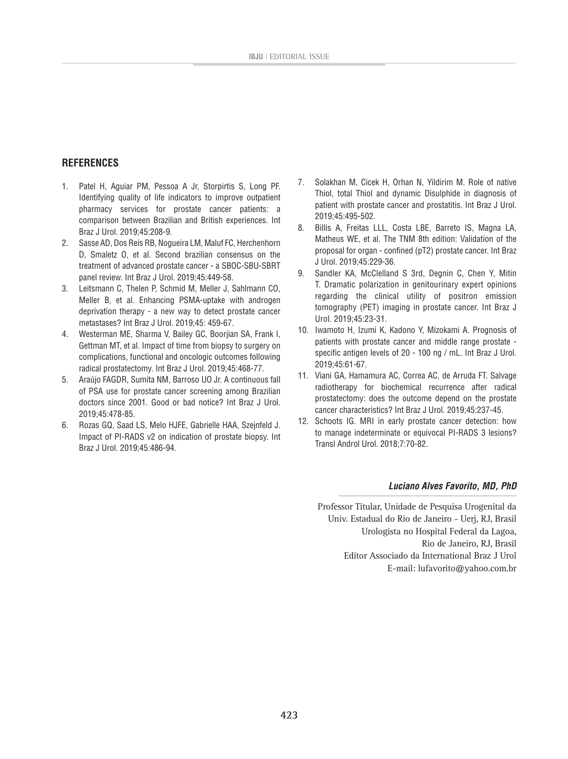## REFERENCES

1. Patel H, Aguiar PM, Pessoa A Jr, Storpirtis S, Long PF. Identifying quality of life indicators to improve outpatient pharmacy services for prostate cancer patients: a comparison between Brazilian and British experiences. Int Braz J Urol. 2019;45:208-9.
2. Sasse AD, Dos Reis RB, Nogueira LM, Maluf FC, Herchenhorn D, Smaletz O, et al. Second brazilian consensus on the treatment of advanced prostate cancer - a SBOC-SBU-SBRT panel review. Int Braz J Urol. 2019;45:449-58.
3. Leitsmann C, Thelen P, Schmid M, Meller J, Sahlmann CO, Meller B, et al. Enhancing PSMA-uptake with androgen deprivation therapy - a new way to detect prostate cancer metastases? Int Braz J Urol. 2019;45: 459-67.
4. Westerman ME, Sharma V, Bailey GC, Boorjian SA, Frank I, Gettman MT, et al. Impact of time from biopsy to surgery on complications, functional and oncologic outcomes following radical prostatectomy. Int Braz J Urol. 2019;45:468-77.
5. Araújo FAGDR, Sumita NM, Barroso UO Jr. A continuous fall of PSA use for prostate cancer screening among Brazilian doctors since 2001. Good or bad notice? Int Braz J Urol. 2019;45:478-85.
6. Rozas GQ, Saad LS, Melo HJFE, Gabrielle HAA, Szejnfeld J. Impact of PI-RADS v2 on indication of prostate biopsy. Int Braz J Urol. 2019;45:486-94.
7. Solakhan M, Cicek H, Orhan N, Yildirim M. Role of native Thiol, total Thiol and dynamic Disulphide in diagnosis of patient with prostate cancer and prostatitis. Int Braz J Urol. 2019;45:495-502.
8. Billis A, Freitas LLL, Costa LBE, Barreto IS, Magna LA, Matheus WE, et al. The TNM 8th edition: Validation of the proposal for organ - confined (pT2) prostate cancer. Int Braz J Urol. 2019;45:229-36.
9. Sandler KA, McClelland S 3rd, Degnin C, Chen Y, Mitin T. Dramatic polarization in genitourinary expert opinions regarding the clinical utility of positron emission tomography (PET) imaging in prostate cancer. Int Braz J Urol. 2019;45:23-31.
10. Iwamoto H, Izumi K, Kadono Y, Mizokami A. Prognosis of patients with prostate cancer and middle range prostate - specific antigen levels of 20 - 100 ng / mL. Int Braz J Urol. 2019;45:61-67.
11. Viani GA, Hamamura AC, Correa AC, de Arruda FT. Salvage radiotherapy for biochemical recurrence after radical prostatectomy: does the outcome depend on the prostate cancer characteristics? Int Braz J Urol. 2019;45:237-45.
12. Schoots IG. MRI in early prostate cancer detection: how to manage indeterminate or equivocal PI-RADS 3 lesions? Transl Androl Urol. 2018;7:70-82.

***Luciano Alves Favorito, MD, PhD***

Professor Titular, Unidade de Pesquisa Urogenital da Univ. Estadual do Rio de Janeiro - Uerj, RJ, Brasil
Urologista no Hospital Federal da Lagoa, Rio de Janeiro, RJ, Brasil
Editor Associado da International Braz J Urol
E-mail: lufavorito@yahoo.com.br